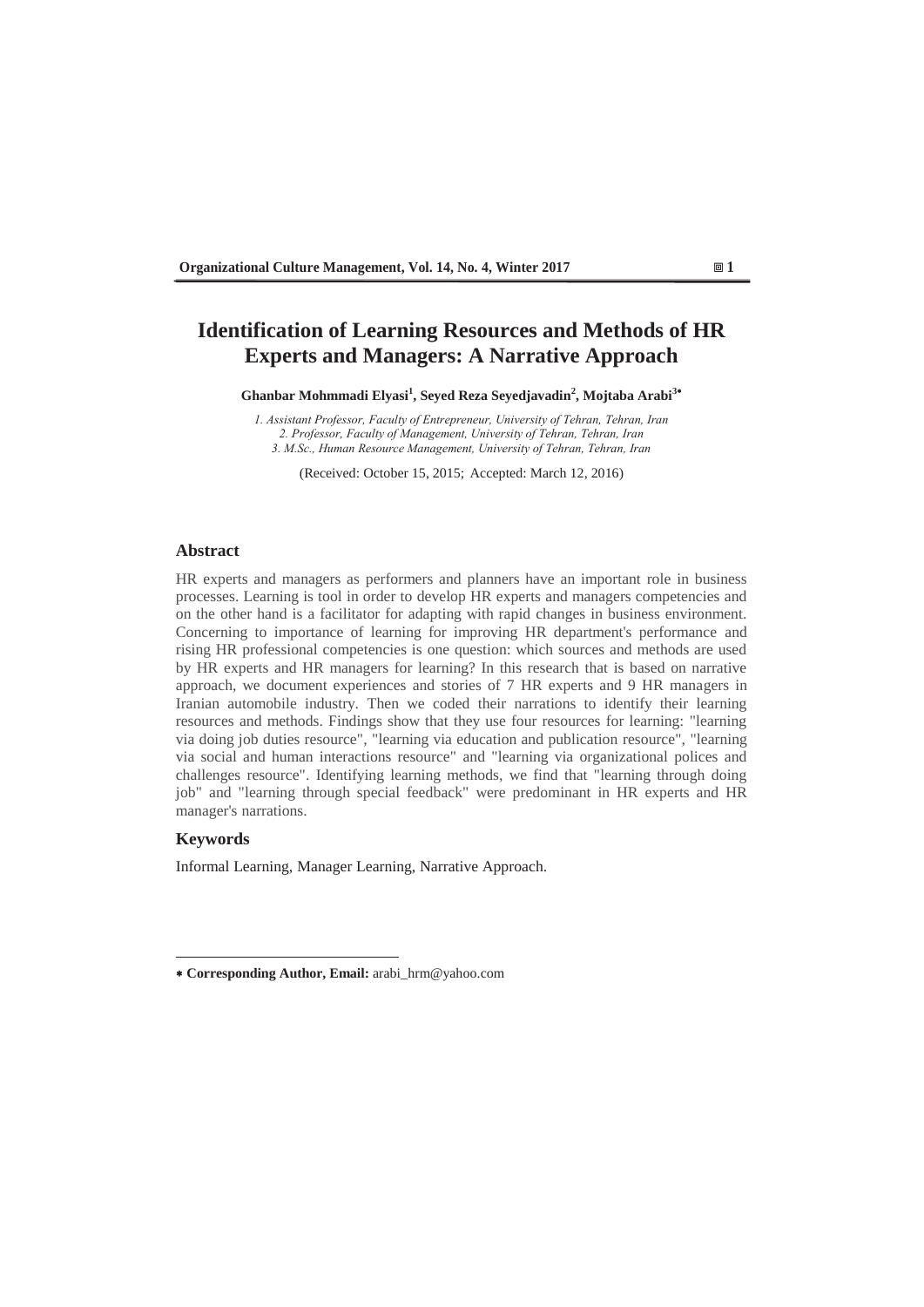# Identification of Learning Resources and Methods of HR Experts and Managers: A Narrative Approach

**Ghanbar Mohmmadi Elyasi[1], Seyed Reza Seyedjavadin[2], Mojtaba Arabi[3*]**

*1. Assistant Professor, Faculty of Entrepreneur, University of Tehran, Tehran, Iran*
*2. Professor, Faculty of Management, University of Tehran, Tehran, Iran*
*3. M.Sc., Human Resource Management, University of Tehran, Tehran, Iran*

(Received: October 15, 2015; Accepted: March 12, 2016)

## Abstract

HR experts and managers as performers and planners have an important role in business processes. Learning is tool in order to develop HR experts and managers competencies and on the other hand is a facilitator for adapting with rapid changes in business environment. Concerning to importance of learning for improving HR department's performance and rising HR professional competencies is one question: which sources and methods are used by HR experts and HR managers for learning? In this research that is based on narrative approach, we document experiences and stories of 7 HR experts and 9 HR managers in Iranian automobile industry. Then we coded their narrations to identify their learning resources and methods. Findings show that they use four resources for learning: "learning via doing job duties resource", "learning via education and publication resource", "learning via social and human interactions resource" and "learning via organizational polices and challenges resource". Identifying learning methods, we find that "learning through doing job" and "learning through special feedback" were predominant in HR experts and HR manager's narrations.

## Keywords

Informal Learning, Manager Learning, Narrative Approach.

---

* **Corresponding Author, Email:** arabi_hrm@yahoo.com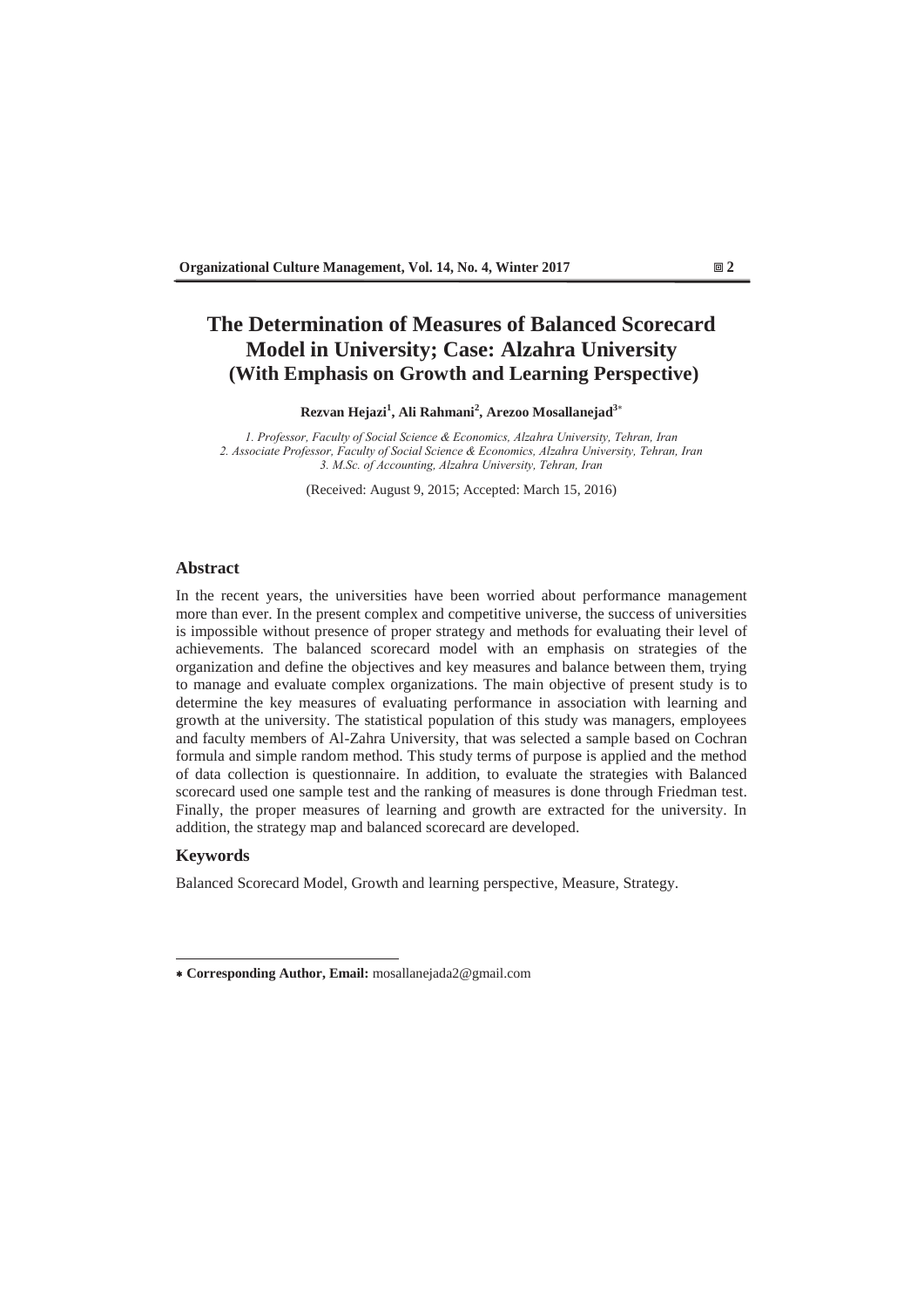# The Determination of Measures of Balanced Scorecard Model in University; Case: Alzahra University (With Emphasis on Growth and Learning Perspective)

**Rezvan Hejazi[1], Ali Rahmani[2], Arezoo Mosallanejad[3*]**

*1. Professor, Faculty of Social Science & Economics, Alzahra University, Tehran, Iran*
*2. Associate Professor, Faculty of Social Science & Economics, Alzahra University, Tehran, Iran*
*3. M.Sc. of Accounting, Alzahra University, Tehran, Iran*

(Received: August 9, 2015; Accepted: March 15, 2016)

## Abstract

In the recent years, the universities have been worried about performance management more than ever. In the present complex and competitive universe, the success of universities is impossible without presence of proper strategy and methods for evaluating their level of achievements. The balanced scorecard model with an emphasis on strategies of the organization and define the objectives and key measures and balance between them, trying to manage and evaluate complex organizations. The main objective of present study is to determine the key measures of evaluating performance in association with learning and growth at the university. The statistical population of this study was managers, employees and faculty members of Al-Zahra University, that was selected a sample based on Cochran formula and simple random method. This study terms of purpose is applied and the method of data collection is questionnaire. In addition, to evaluate the strategies with Balanced scorecard used one sample test and the ranking of measures is done through Friedman test. Finally, the proper measures of learning and growth are extracted for the university. In addition, the strategy map and balanced scorecard are developed.

## Keywords

Balanced Scorecard Model, Growth and learning perspective, Measure, Strategy.

---

* **Corresponding Author, Email:** mosallanejada2@gmail.com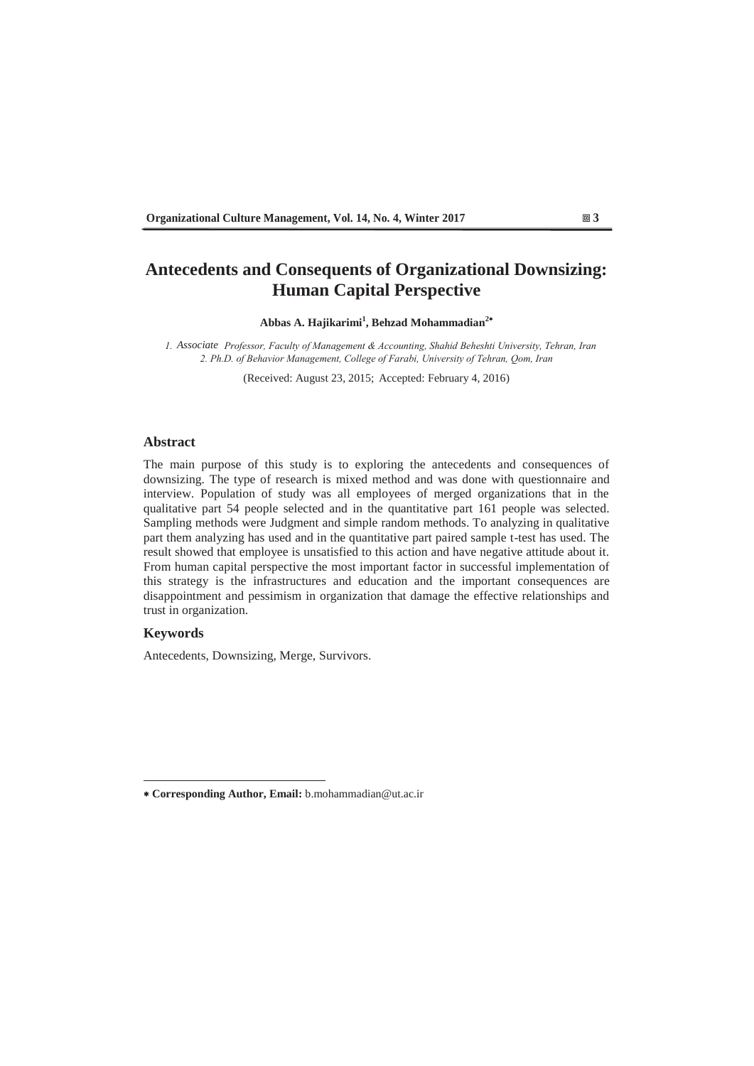# Antecedents and Consequents of Organizational Downsizing: Human Capital Perspective

**Abbas A. Hajikarimi[1], Behzad Mohammadian[2*]**

*1. Associate Professor, Faculty of Management & Accounting, Shahid Beheshti University, Tehran, Iran*
*2. Ph.D. of Behavior Management, College of Farabi, University of Tehran, Qom, Iran*

(Received: August 23, 2015; Accepted: February 4, 2016)

## Abstract

The main purpose of this study is to exploring the antecedents and consequences of downsizing. The type of research is mixed method and was done with questionnaire and interview. Population of study was all employees of merged organizations that in the qualitative part 54 people selected and in the quantitative part 161 people was selected. Sampling methods were Judgment and simple random methods. To analyzing in qualitative part them analyzing has used and in the quantitative part paired sample t-test has used. The result showed that employee is unsatisfied to this action and have negative attitude about it. From human capital perspective the most important factor in successful implementation of this strategy is the infrastructures and education and the important consequences are disappointment and pessimism in organization that damage the effective relationships and trust in organization.

## Keywords

Antecedents, Downsizing, Merge, Survivors.

---

* **Corresponding Author, Email:** b.mohammadian@ut.ac.ir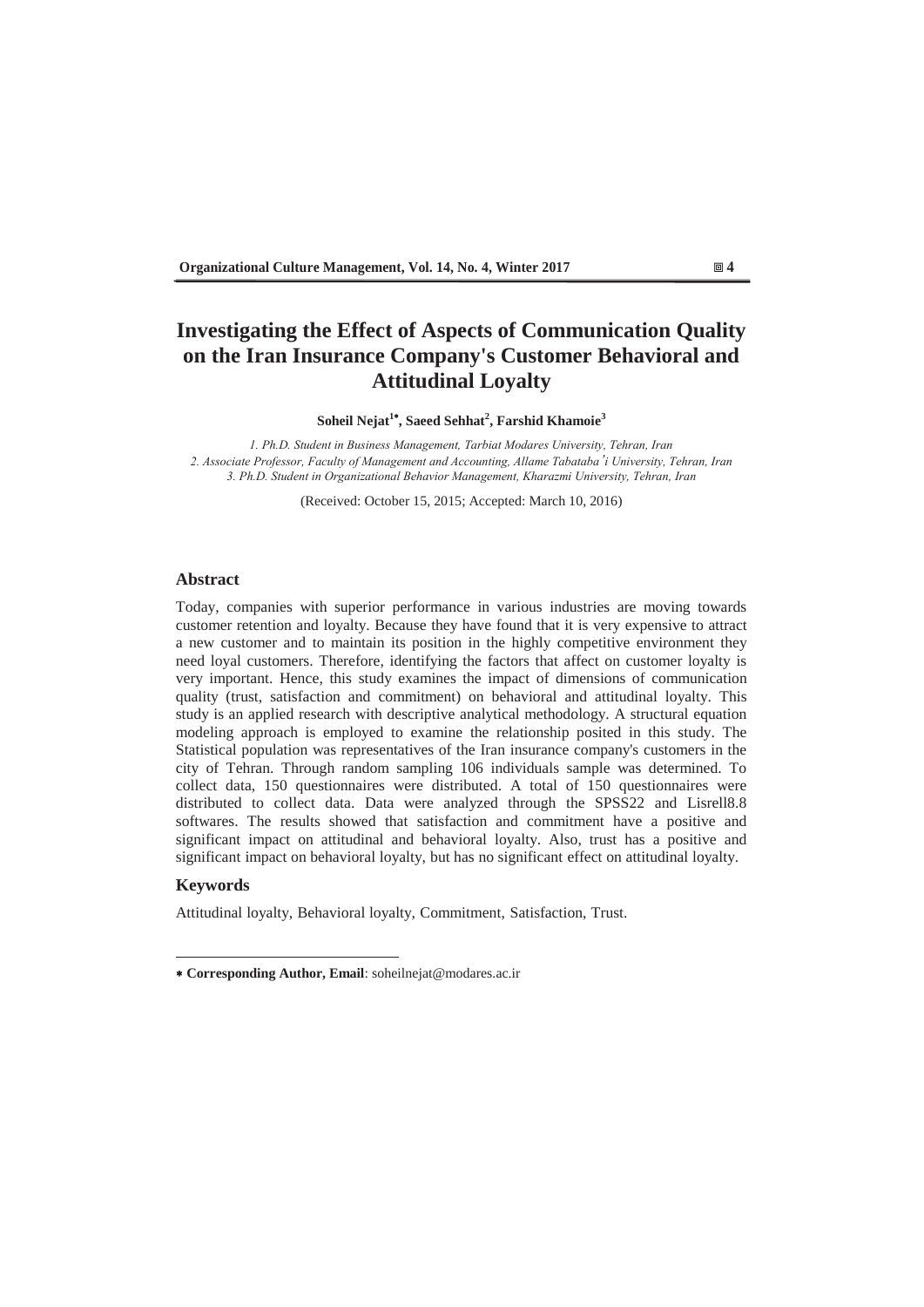# Investigating the Effect of Aspects of Communication Quality on the Iran Insurance Company's Customer Behavioral and Attitudinal Loyalty

**Soheil Nejat[1*], Saeed Sehhat[2], Farshid Khamoie[3]**

*1. Ph.D. Student in Business Management, Tarbiat Modares University, Tehran, Iran*
*2. Associate Professor, Faculty of Management and Accounting, Allame Tabataba'i University, Tehran, Iran*
*3. Ph.D. Student in Organizational Behavior Management, Kharazmi University, Tehran, Iran*

(Received: October 15, 2015; Accepted: March 10, 2016)

## Abstract

Today, companies with superior performance in various industries are moving towards customer retention and loyalty. Because they have found that it is very expensive to attract a new customer and to maintain its position in the highly competitive environment they need loyal customers. Therefore, identifying the factors that affect on customer loyalty is very important. Hence, this study examines the impact of dimensions of communication quality (trust, satisfaction and commitment) on behavioral and attitudinal loyalty. This study is an applied research with descriptive analytical methodology. A structural equation modeling approach is employed to examine the relationship posited in this study. The Statistical population was representatives of the Iran insurance company's customers in the city of Tehran. Through random sampling 106 individuals sample was determined. To collect data, 150 questionnaires were distributed. A total of 150 questionnaires were distributed to collect data. Data were analyzed through the SPSS22 and Lisrell8.8 softwares. The results showed that satisfaction and commitment have a positive and significant impact on attitudinal and behavioral loyalty. Also, trust has a positive and significant impact on behavioral loyalty, but has no significant effect on attitudinal loyalty.

## Keywords

Attitudinal loyalty, Behavioral loyalty, Commitment, Satisfaction, Trust.

---

* **Corresponding Author, Email**: soheilnejat@modares.ac.ir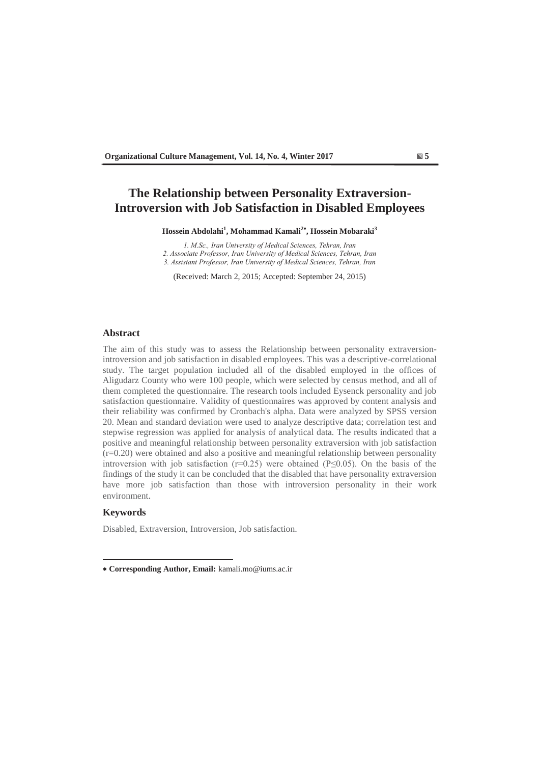# The Relationship between Personality Extraversion-Introversion with Job Satisfaction in Disabled Employees

**Hossein Abdolahi[1], Mohammad Kamali[2*], Hossein Mobaraki[3]**

*1. M.Sc., Iran University of Medical Sciences, Tehran, Iran*
*2. Associate Professor, Iran University of Medical Sciences, Tehran, Iran*
*3. Assistant Professor, Iran University of Medical Sciences, Tehran, Iran*

(Received: March 2, 2015; Accepted: September 24, 2015)

## Abstract

The aim of this study was to assess the Relationship between personality extraversion-introversion and job satisfaction in disabled employees. This was a descriptive-correlational study. The target population included all of the disabled employed in the offices of Aligudarz County who were 100 people, which were selected by census method, and all of them completed the questionnaire. The research tools included Eysenck personality and job satisfaction questionnaire. Validity of questionnaires was approved by content analysis and their reliability was confirmed by Cronbach's alpha. Data were analyzed by SPSS version 20. Mean and standard deviation were used to analyze descriptive data; correlation test and stepwise regression was applied for analysis of analytical data. The results indicated that a positive and meaningful relationship between personality extraversion with job satisfaction ($r=0.20$) were obtained and also a positive and meaningful relationship between personality introversion with job satisfaction ($r=0.25$) were obtained ($P \leq 0.05$). On the basis of the findings of the study it can be concluded that the disabled that have personality extraversion have more job satisfaction than those with introversion personality in their work environment.

## Keywords

Disabled, Extraversion, Introversion, Job satisfaction.

---

* **Corresponding Author, Email:** kamali.mo@iums.ac.ir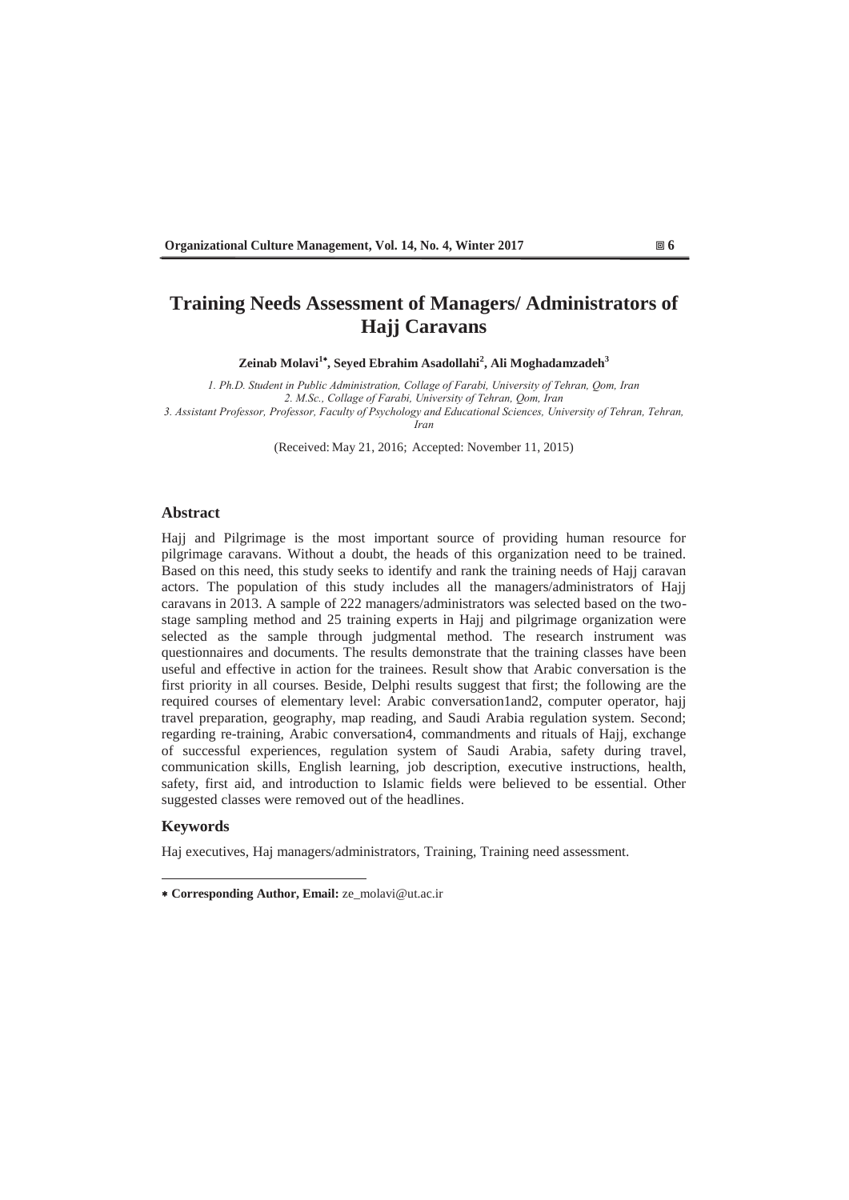# Training Needs Assessment of Managers/ Administrators of Hajj Caravans

**Zeinab Molavi[1*], Seyed Ebrahim Asadollahi[2], Ali Moghadamzadeh[3]**

*1. Ph.D. Student in Public Administration, Collage of Farabi, University of Tehran, Qom, Iran*
*2. M.Sc., Collage of Farabi, University of Tehran, Qom, Iran*
*3. Assistant Professor, Professor, Faculty of Psychology and Educational Sciences, University of Tehran, Tehran, Iran*

(Received: May 21, 2016; Accepted: November 11, 2015)

## Abstract

Hajj and Pilgrimage is the most important source of providing human resource for pilgrimage caravans. Without a doubt, the heads of this organization need to be trained. Based on this need, this study seeks to identify and rank the training needs of Hajj caravan actors. The population of this study includes all the managers/administrators of Hajj caravans in 2013. A sample of 222 managers/administrators was selected based on the two-stage sampling method and 25 training experts in Hajj and pilgrimage organization were selected as the sample through judgmental method. The research instrument was questionnaires and documents. The results demonstrate that the training classes have been useful and effective in action for the trainees. Result show that Arabic conversation is the first priority in all courses. Beside, Delphi results suggest that first; the following are the required courses of elementary level: Arabic conversation1and2, computer operator, hajj travel preparation, geography, map reading, and Saudi Arabia regulation system. Second; regarding re-training, Arabic conversation4, commandments and rituals of Hajj, exchange of successful experiences, regulation system of Saudi Arabia, safety during travel, communication skills, English learning, job description, executive instructions, health, safety, first aid, and introduction to Islamic fields were believed to be essential. Other suggested classes were removed out of the headlines.

## Keywords

Haj executives, Haj managers/administrators, Training, Training need assessment.

---

* **Corresponding Author, Email:** ze_molavi@ut.ac.ir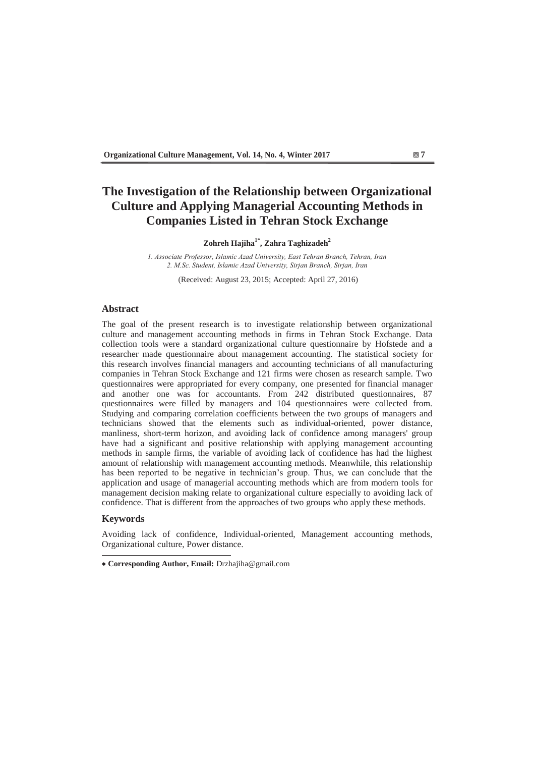# The Investigation of the Relationship between Organizational Culture and Applying Managerial Accounting Methods in Companies Listed in Tehran Stock Exchange

**Zohreh Hajiha[1*], Zahra Taghizadeh[2]**

*1. Associate Professor, Islamic Azad University, East Tehran Branch, Tehran, Iran*
*2. M.Sc. Student, Islamic Azad University, Sirjan Branch, Sirjan, Iran*

(Received: August 23, 2015; Accepted: April 27, 2016)

## Abstract

The goal of the present research is to investigate relationship between organizational culture and management accounting methods in firms in Tehran Stock Exchange. Data collection tools were a standard organizational culture questionnaire by Hofstede and a researcher made questionnaire about management accounting. The statistical society for this research involves financial managers and accounting technicians of all manufacturing companies in Tehran Stock Exchange and 121 firms were chosen as research sample. Two questionnaires were appropriated for every company, one presented for financial manager and another one was for accountants. From 242 distributed questionnaires, 87 questionnaires were filled by managers and 104 questionnaires were collected from. Studying and comparing correlation coefficients between the two groups of managers and technicians showed that the elements such as individual-oriented, power distance, manliness, short-term horizon, and avoiding lack of confidence among managers' group have had a significant and positive relationship with applying management accounting methods in sample firms, the variable of avoiding lack of confidence has had the highest amount of relationship with management accounting methods. Meanwhile, this relationship has been reported to be negative in technician's group. Thus, we can conclude that the application and usage of managerial accounting methods which are from modern tools for management decision making relate to organizational culture especially to avoiding lack of confidence. That is different from the approaches of two groups who apply these methods.

## Keywords

Avoiding lack of confidence, Individual-oriented, Management accounting methods, Organizational culture, Power distance.

* **Corresponding Author, Email:** Drzhajiha@gmail.com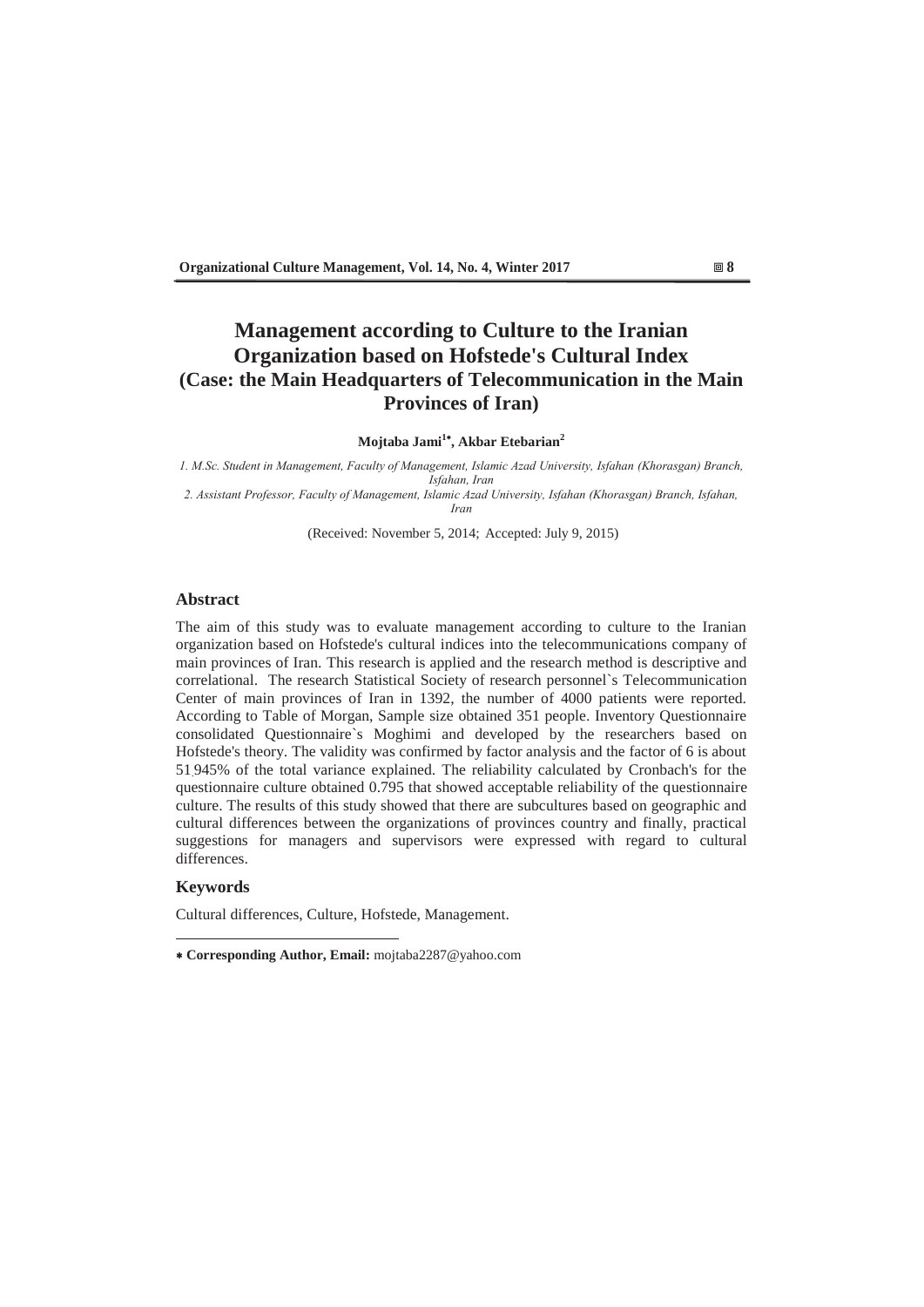# Management according to Culture to the Iranian Organization based on Hofstede's Cultural Index (Case: the Main Headquarters of Telecommunication in the Main Provinces of Iran)

**Mojtaba Jami[1*], Akbar Etebarian[2]**

*1. M.Sc. Student in Management, Faculty of Management, Islamic Azad University, Isfahan (Khorasgan) Branch, Isfahan, Iran*

*2. Assistant Professor, Faculty of Management, Islamic Azad University, Isfahan (Khorasgan) Branch, Isfahan, Iran*

(Received: November 5, 2014; Accepted: July 9, 2015)

## Abstract

The aim of this study was to evaluate management according to culture to the Iranian organization based on Hofstede's cultural indices into the telecommunications company of main provinces of Iran. This research is applied and the research method is descriptive and correlational. The research Statistical Society of research personnel`s Telecommunication Center of main provinces of Iran in 1392, the number of 4000 patients were reported. According to Table of Morgan, Sample size obtained 351 people. Inventory Questionnaire consolidated Questionnaire`s Moghimi and developed by the researchers based on Hofstede's theory. The validity was confirmed by factor analysis and the factor of 6 is about 51.945% of the total variance explained. The reliability calculated by Cronbach's for the questionnaire culture obtained 0.795 that showed acceptable reliability of the questionnaire culture. The results of this study showed that there are subcultures based on geographic and cultural differences between the organizations of provinces country and finally, practical suggestions for managers and supervisors were expressed with regard to cultural differences.

## Keywords

Cultural differences, Culture, Hofstede, Management.

---

* **Corresponding Author, Email:** mojtaba2287@yahoo.com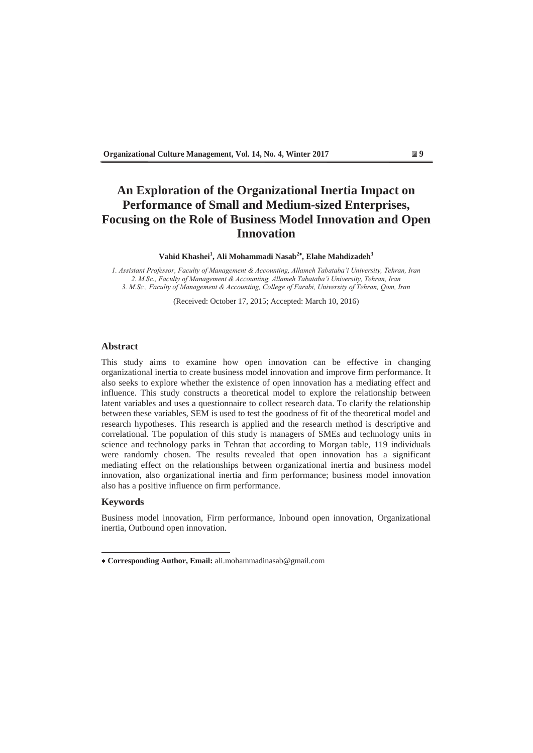# An Exploration of the Organizational Inertia Impact on Performance of Small and Medium-sized Enterprises, Focusing on the Role of Business Model Innovation and Open Innovation

**Vahid Khashei[1], Ali Mohammadi Nasab[2*], Elahe Mahdizadeh[3]**

*1. Assistant Professor, Faculty of Management & Accounting, Allameh Tabataba'i University, Tehran, Iran*
*2. M.Sc., Faculty of Management & Accounting, Allameh Tabataba'i University, Tehran, Iran*
*3. M.Sc., Faculty of Management & Accounting, College of Farabi, University of Tehran, Qom, Iran*

(Received: October 17, 2015; Accepted: March 10, 2016)

## Abstract

This study aims to examine how open innovation can be effective in changing organizational inertia to create business model innovation and improve firm performance. It also seeks to explore whether the existence of open innovation has a mediating effect and influence. This study constructs a theoretical model to explore the relationship between latent variables and uses a questionnaire to collect research data. To clarify the relationship between these variables, SEM is used to test the goodness of fit of the theoretical model and research hypotheses. This research is applied and the research method is descriptive and correlational. The population of this study is managers of SMEs and technology units in science and technology parks in Tehran that according to Morgan table, 119 individuals were randomly chosen. The results revealed that open innovation has a significant mediating effect on the relationships between organizational inertia and business model innovation, also organizational inertia and firm performance; business model innovation also has a positive influence on firm performance.

## Keywords

Business model innovation, Firm performance, Inbound open innovation, Organizational inertia, Outbound open innovation.

---

* **Corresponding Author, Email:** ali.mohammadinasab@gmail.com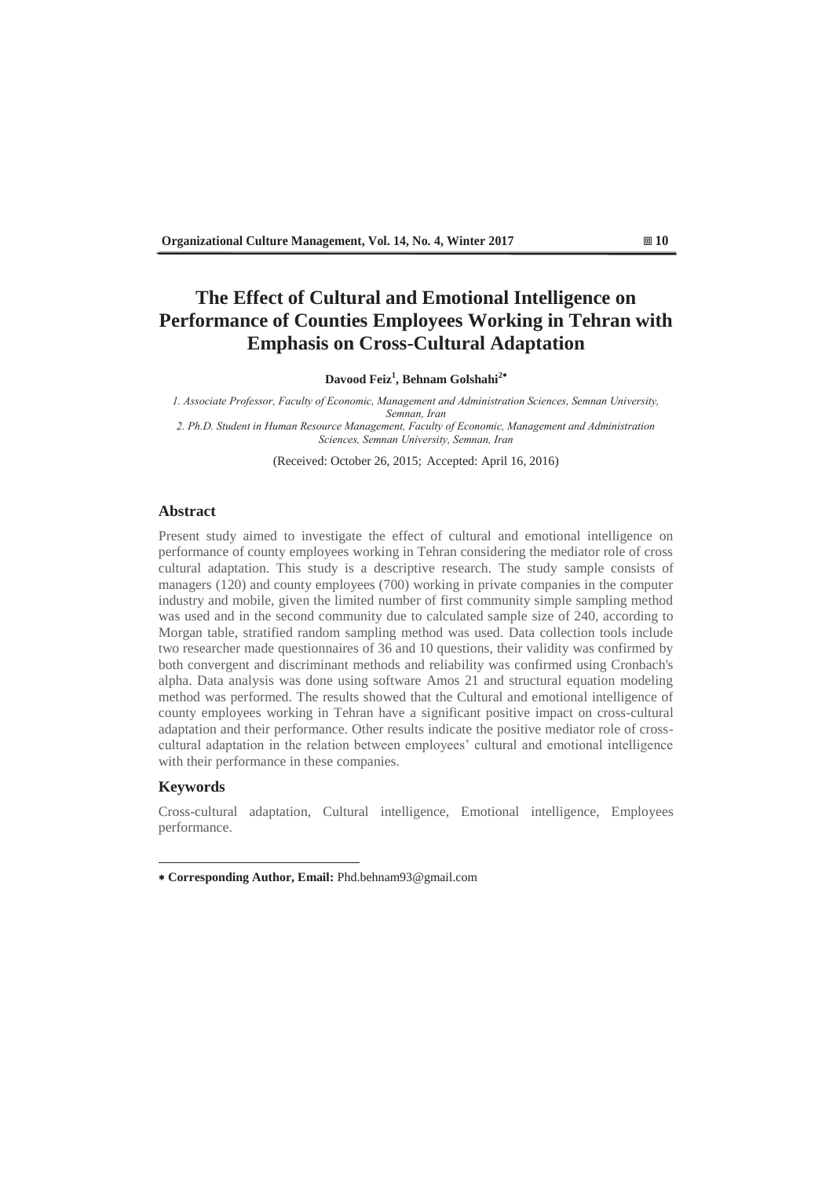# The Effect of Cultural and Emotional Intelligence on Performance of Counties Employees Working in Tehran with Emphasis on Cross-Cultural Adaptation

**Davood Feiz[1], Behnam Golshahi[2*]**

*1. Associate Professor, Faculty of Economic, Management and Administration Sciences, Semnan University, Semnan, Iran*
*2. Ph.D. Student in Human Resource Management, Faculty of Economic, Management and Administration Sciences, Semnan University, Semnan, Iran*

(Received: October 26, 2015; Accepted: April 16, 2016)

## Abstract

Present study aimed to investigate the effect of cultural and emotional intelligence on performance of county employees working in Tehran considering the mediator role of cross cultural adaptation. This study is a descriptive research. The study sample consists of managers (120) and county employees (700) working in private companies in the computer industry and mobile, given the limited number of first community simple sampling method was used and in the second community due to calculated sample size of 240, according to Morgan table, stratified random sampling method was used. Data collection tools include two researcher made questionnaires of 36 and 10 questions, their validity was confirmed by both convergent and discriminant methods and reliability was confirmed using Cronbach's alpha. Data analysis was done using software Amos 21 and structural equation modeling method was performed. The results showed that the Cultural and emotional intelligence of county employees working in Tehran have a significant positive impact on cross-cultural adaptation and their performance. Other results indicate the positive mediator role of cross-cultural adaptation in the relation between employees' cultural and emotional intelligence with their performance in these companies.

## Keywords

Cross-cultural adaptation, Cultural intelligence, Emotional intelligence, Employees performance.

---

* **Corresponding Author, Email:** Phd.behnam93@gmail.com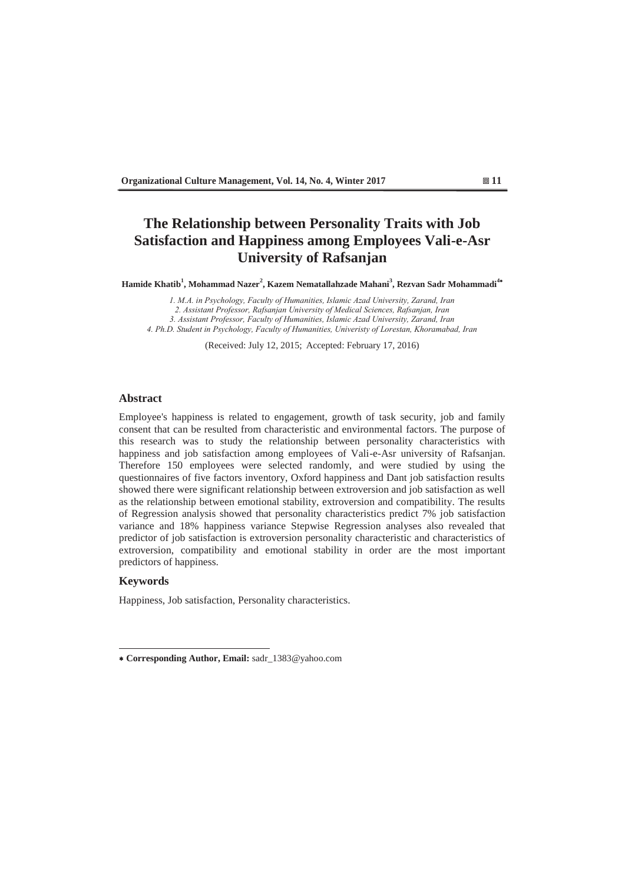# The Relationship between Personality Traits with Job Satisfaction and Happiness among Employees Vali-e-Asr University of Rafsanjan

**Hamide Khatib[1], Mohammad Nazer[2], Kazem Nematallahzade Mahani[3], Rezvan Sadr Mohammadi[4*]**

*1. M.A. in Psychology, Faculty of Humanities, Islamic Azad University, Zarand, Iran*
*2. Assistant Professor, Rafsanjan University of Medical Sciences, Rafsanjan, Iran*
*3. Assistant Professor, Faculty of Humanities, Islamic Azad University, Zarand, Iran*
*4. Ph.D. Student in Psychology, Faculty of Humanities, Univeristy of Lorestan, Khoramabad, Iran*

(Received: July 12, 2015; Accepted: February 17, 2016)

## Abstract

Employee's happiness is related to engagement, growth of task security, job and family consent that can be resulted from characteristic and environmental factors. The purpose of this research was to study the relationship between personality characteristics with happiness and job satisfaction among employees of Vali-e-Asr university of Rafsanjan. Therefore 150 employees were selected randomly, and were studied by using the questionnaires of five factors inventory, Oxford happiness and Dant job satisfaction results showed there were significant relationship between extroversion and job satisfaction as well as the relationship between emotional stability, extroversion and compatibility. The results of Regression analysis showed that personality characteristics predict 7% job satisfaction variance and 18% happiness variance Stepwise Regression analyses also revealed that predictor of job satisfaction is extroversion personality characteristic and characteristics of extroversion, compatibility and emotional stability in order are the most important predictors of happiness.

## Keywords

Happiness, Job satisfaction, Personality characteristics.

---

\* **Corresponding Author, Email:** sadr_1383@yahoo.com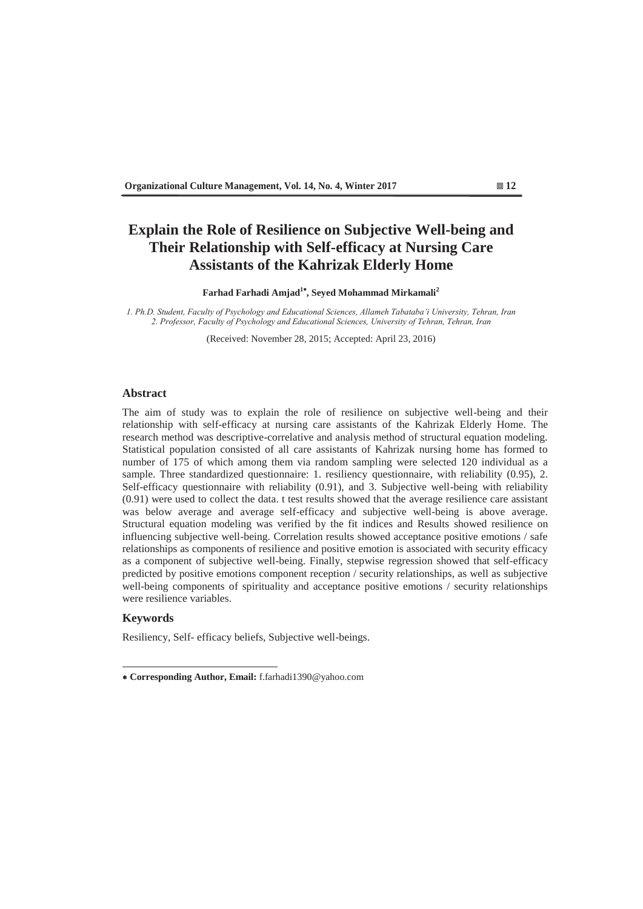# Explain the Role of Resilience on Subjective Well-being and Their Relationship with Self-efficacy at Nursing Care Assistants of the Kahrizak Elderly Home

**Farhad Farhadi Amjad[1*], Seyed Mohammad Mirkamali[2]**

*1. Ph.D. Student, Faculty of Psychology and Educational Sciences, Allameh Tabataba'i University, Tehran, Iran*
*2. Professor, Faculty of Psychology and Educational Sciences, University of Tehran, Tehran, Iran*

(Received: November 28, 2015; Accepted: April 23, 2016)

## Abstract

The aim of study was to explain the role of resilience on subjective well-being and their relationship with self-efficacy at nursing care assistants of the Kahrizak Elderly Home. The research method was descriptive-correlative and analysis method of structural equation modeling. Statistical population consisted of all care assistants of Kahrizak nursing home has formed to number of 175 of which among them via random sampling were selected 120 individual as a sample. Three standardized questionnaire: 1. resiliency questionnaire, with reliability (0.95), 2. Self-efficacy questionnaire with reliability (0.91), and 3. Subjective well-being with reliability (0.91) were used to collect the data. t test results showed that the average resilience care assistant was below average and average self-efficacy and subjective well-being is above average. Structural equation modeling was verified by the fit indices and Results showed resilience on influencing subjective well-being. Correlation results showed acceptance positive emotions / safe relationships as components of resilience and positive emotion is associated with security efficacy as a component of subjective well-being. Finally, stepwise regression showed that self-efficacy predicted by positive emotions component reception / security relationships, as well as subjective well-being components of spirituality and acceptance positive emotions / security relationships were resilience variables.

## Keywords

Resiliency, Self- efficacy beliefs, Subjective well-beings.

---

* **Corresponding Author, Email:** f.farhadi1390@yahoo.com